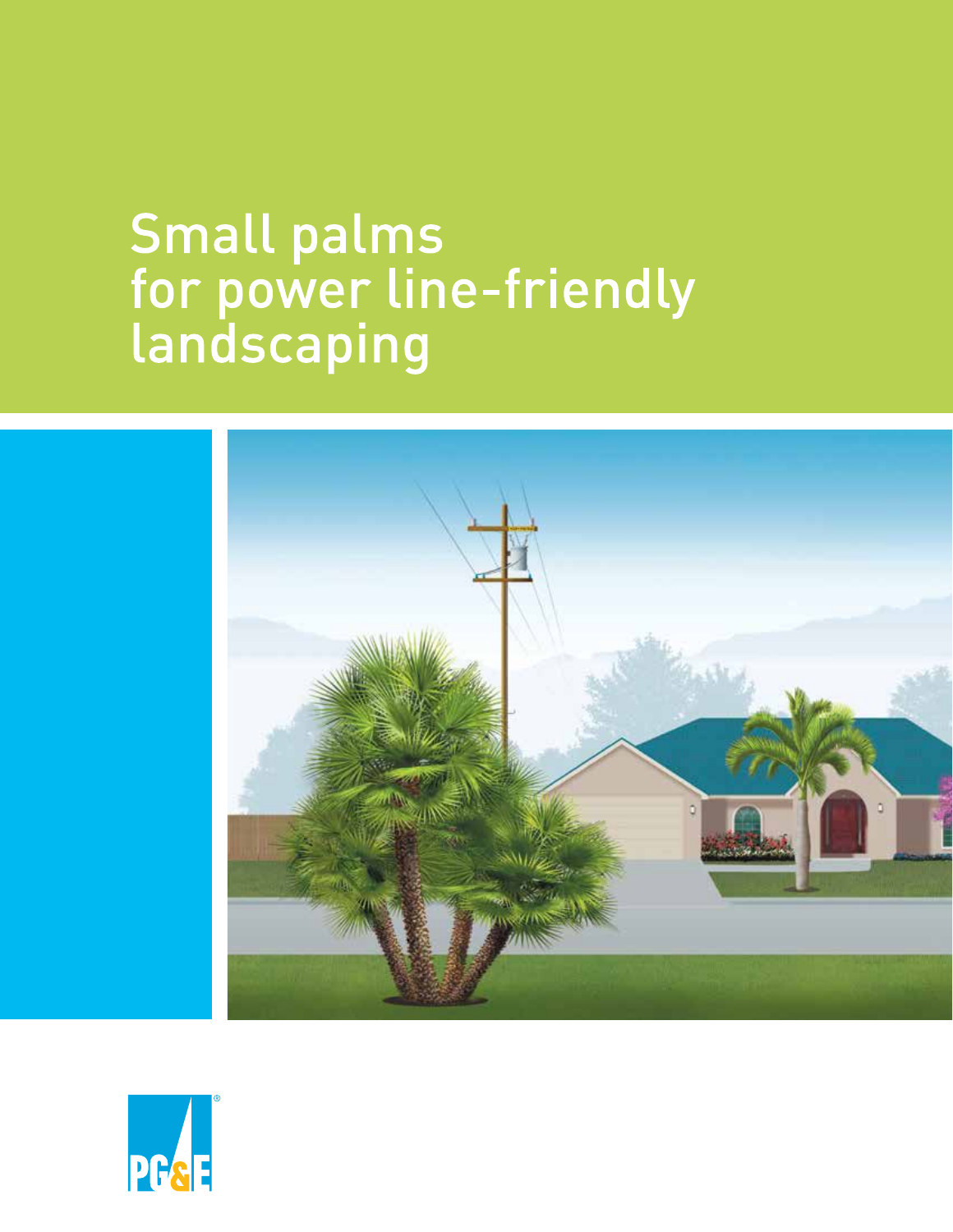# Small palms for power line-friendly landscaping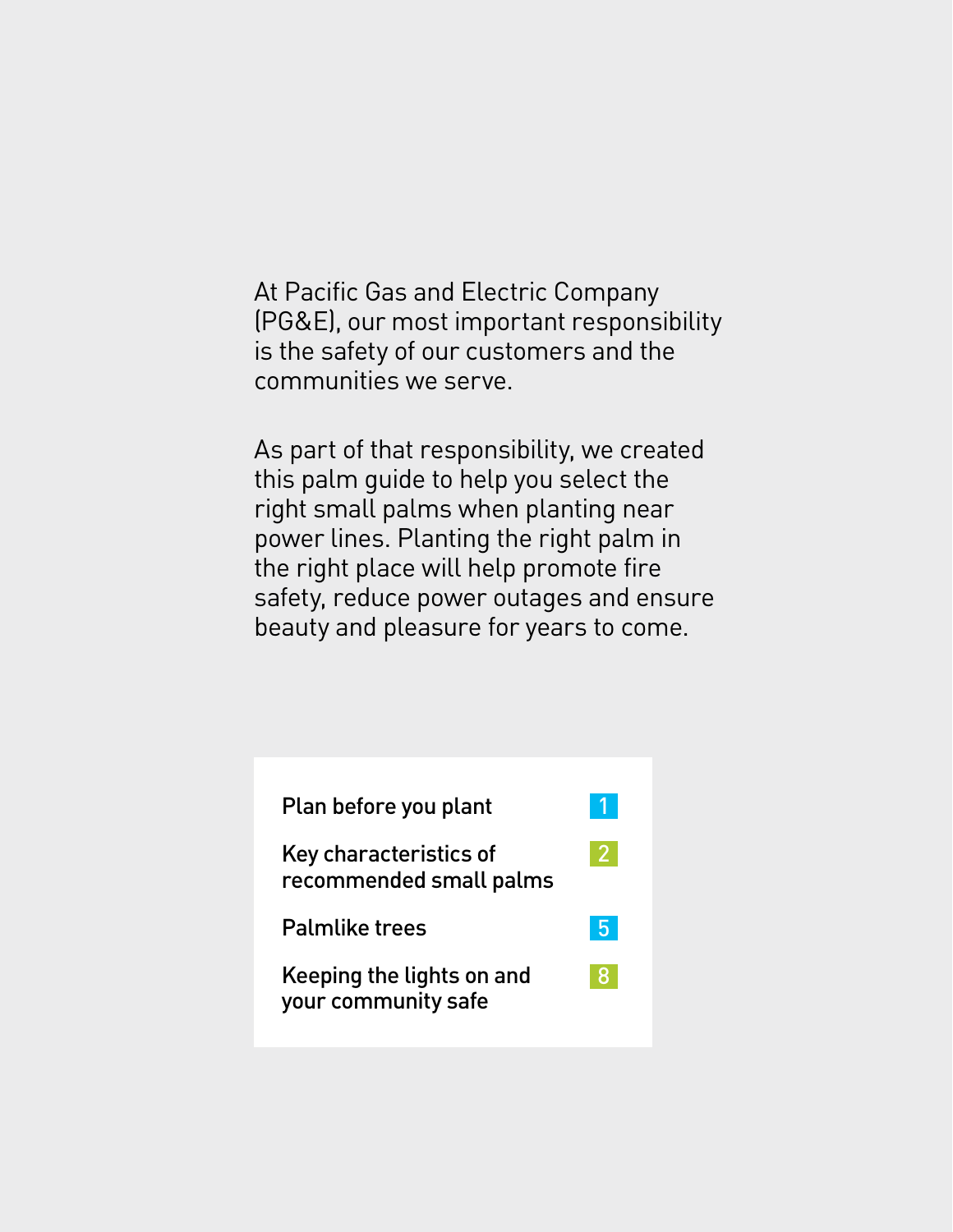At Pacific Gas and Electric Company (PG&E), our most important responsibility is the safety of our customers and the communities we serve.

As part of that responsibility, we created this palm guide to help you select the right small palms when planting near power lines. Planting the right palm in the right place will help promote fire safety, reduce power outages and ensure beauty and pleasure for years to come.

| | |
|---|---|
| Plan before you plant | 1 |
| Key characteristics of recommended small palms | 2 |
| Palmlike trees | 5 |
| Keeping the lights on and your community safe | 8 |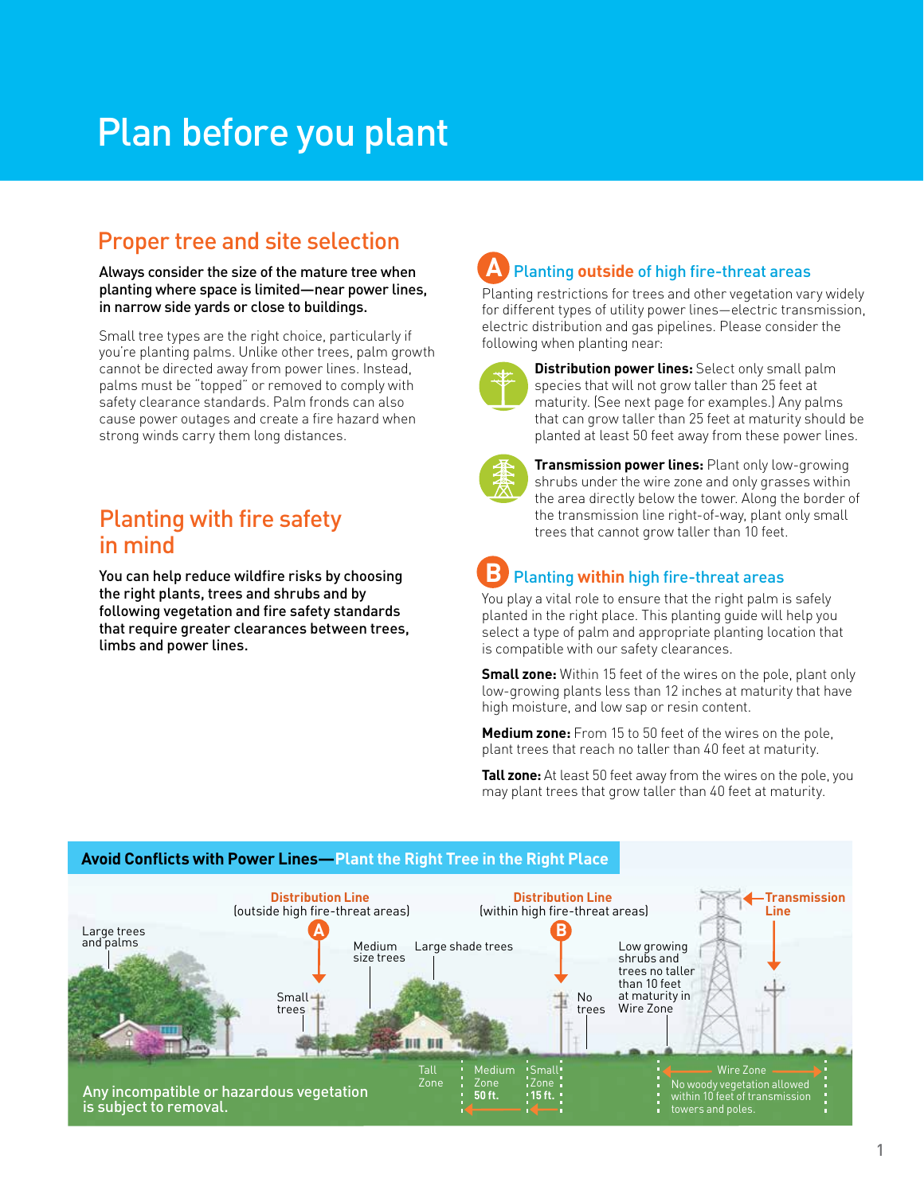# Plan before you plant

## Proper tree and site selection

**Always consider the size of the mature tree when planting where space is limited—near power lines, in narrow side yards or close to buildings.**

Small tree types are the right choice, particularly if you're planting palms. Unlike other trees, palm growth cannot be directed away from power lines. Instead, palms must be "topped" or removed to comply with safety clearance standards. Palm fronds can also cause power outages and create a fire hazard when strong winds carry them long distances.

## Planting with fire safety in mind

**You can help reduce wildfire risks by choosing the right plants, trees and shrubs and by following vegetation and fire safety standards that require greater clearances between trees, limbs and power lines.**

### A Planting outside of high fire-threat areas

Planting restrictions for trees and other vegetation vary widely for different types of utility power lines—electric transmission, electric distribution and gas pipelines. Please consider the following when planting near:

**Distribution power lines:** Select only small palm species that will not grow taller than 25 feet at maturity. (See next page for examples.) Any palms that can grow taller than 25 feet at maturity should be planted at least 50 feet away from these power lines.

**Transmission power lines:** Plant only low-growing shrubs under the wire zone and only grasses within the area directly below the tower. Along the border of the transmission line right-of-way, plant only small trees that cannot grow taller than 10 feet.

### B Planting within high fire-threat areas

You play a vital role to ensure that the right palm is safely planted in the right place. This planting guide will help you select a type of palm and appropriate planting location that is compatible with our safety clearances.

**Small zone:** Within 15 feet of the wires on the pole, plant only low-growing plants less than 12 inches at maturity that have high moisture, and low sap or resin content.

**Medium zone:** From 15 to 50 feet of the wires on the pole, plant trees that reach no taller than 40 feet at maturity.

**Tall zone:** At least 50 feet away from the wires on the pole, you may plant trees that grow taller than 40 feet at maturity.

**Avoid Conflicts with Power Lines—Plant the Right Tree in the Right Place**

Distribution Line (outside high fire-threat areas) A — Large trees and palms; Small trees; Medium size trees; Large shade trees

Distribution Line (within high fire-threat areas) B — No trees; Tall Zone; Medium Zone 50 ft.; Small Zone 15 ft.

Transmission Line — Low growing shrubs and trees no taller than 10 feet at maturity in Wire Zone; Wire Zone: No woody vegetation allowed within 10 feet of transmission towers and poles.

Any incompatible or hazardous vegetation is subject to removal.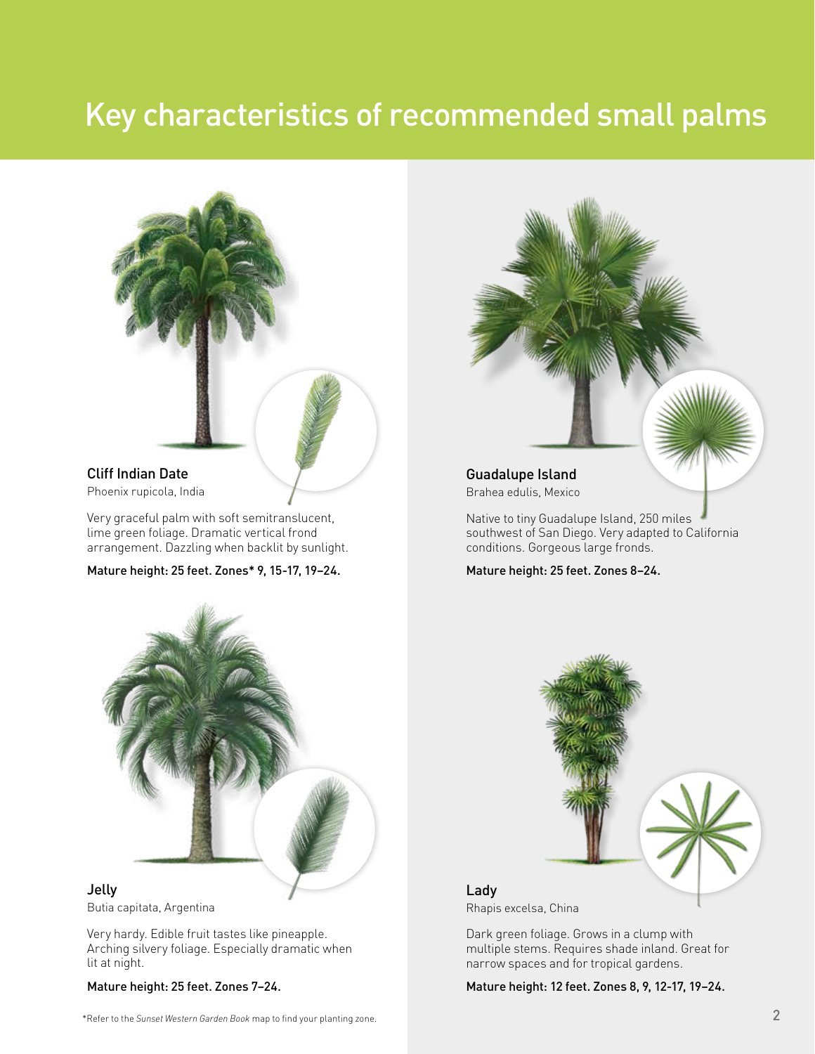# Key characteristics of recommended small palms

### Cliff Indian Date

Phoenix rupicola, India

Very graceful palm with soft semitranslucent, lime green foliage. Dramatic vertical frond arrangement. Dazzling when backlit by sunlight.

Mature height: 25 feet. Zones* 9, 15-17, 19–24.

### Guadalupe Island

Brahea edulis, Mexico

Native to tiny Guadalupe Island, 250 miles southwest of San Diego. Very adapted to California conditions. Gorgeous large fronds.

Mature height: 25 feet. Zones 8–24.

### Jelly

Butia capitata, Argentina

Very hardy. Edible fruit tastes like pineapple. Arching silvery foliage. Especially dramatic when lit at night.

Mature height: 25 feet. Zones 7–24.

### Lady

Rhapis excelsa, China

Dark green foliage. Grows in a clump with multiple stems. Requires shade inland. Great for narrow spaces and for tropical gardens.

Mature height: 12 feet. Zones 8, 9, 12-17, 19–24.

*Refer to the *Sunset Western Garden Book* map to find your planting zone.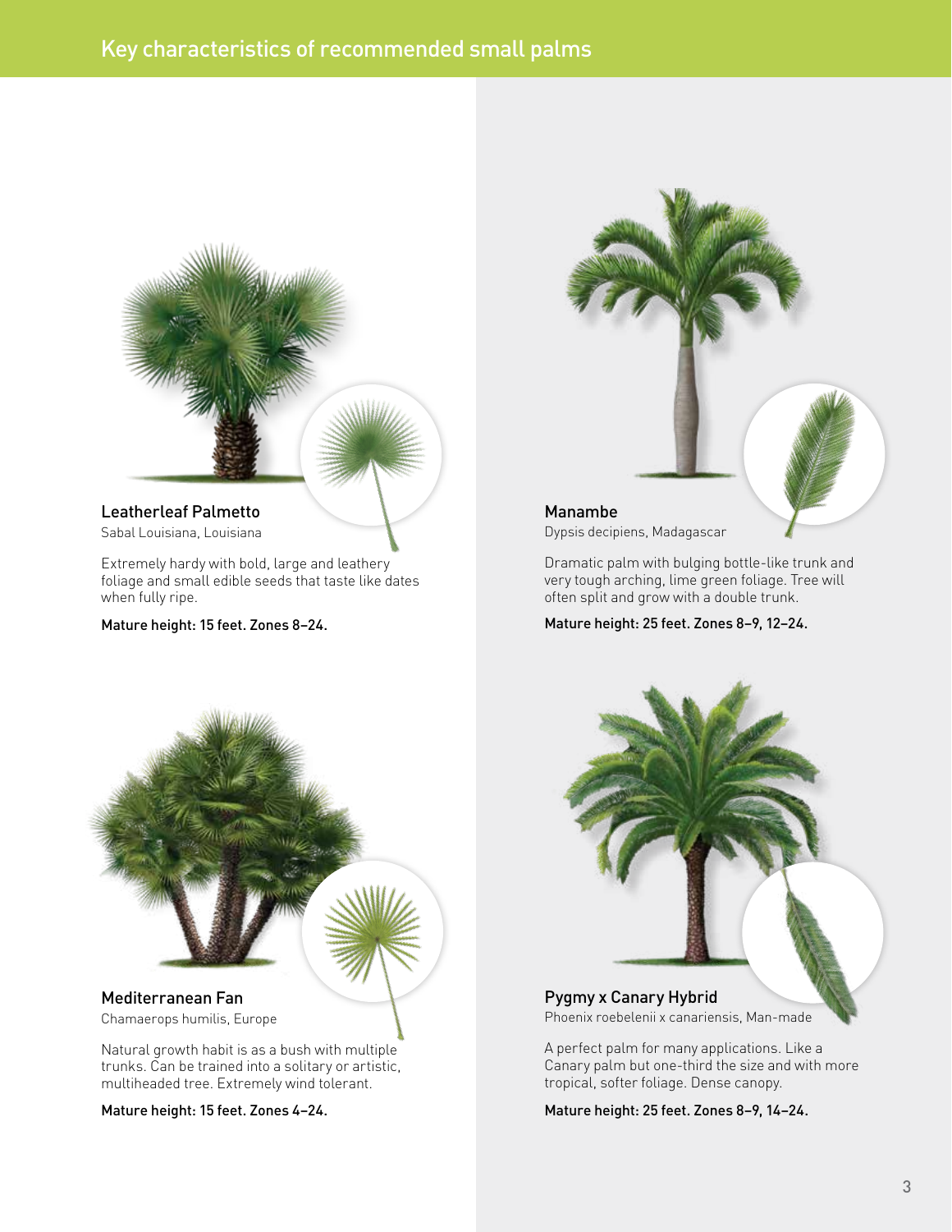# Key characteristics of recommended small palms

## Leatherleaf Palmetto

Sabal Louisiana, Louisiana

Extremely hardy with bold, large and leathery foliage and small edible seeds that taste like dates when fully ripe.

**Mature height: 15 feet. Zones 8–24.**

## Mediterranean Fan

Chamaerops humilis, Europe

Natural growth habit is as a bush with multiple trunks. Can be trained into a solitary or artistic, multiheaded tree. Extremely wind tolerant.

**Mature height: 15 feet. Zones 4–24.**

## Manambe

Dypsis decipiens, Madagascar

Dramatic palm with bulging bottle-like trunk and very tough arching, lime green foliage. Tree will often split and grow with a double trunk.

**Mature height: 25 feet. Zones 8–9, 12–24.**

## Pygmy x Canary Hybrid

Phoenix roebelenii x canariensis, Man-made

A perfect palm for many applications. Like a Canary palm but one-third the size and with more tropical, softer foliage. Dense canopy.

**Mature height: 25 feet. Zones 8–9, 14–24.**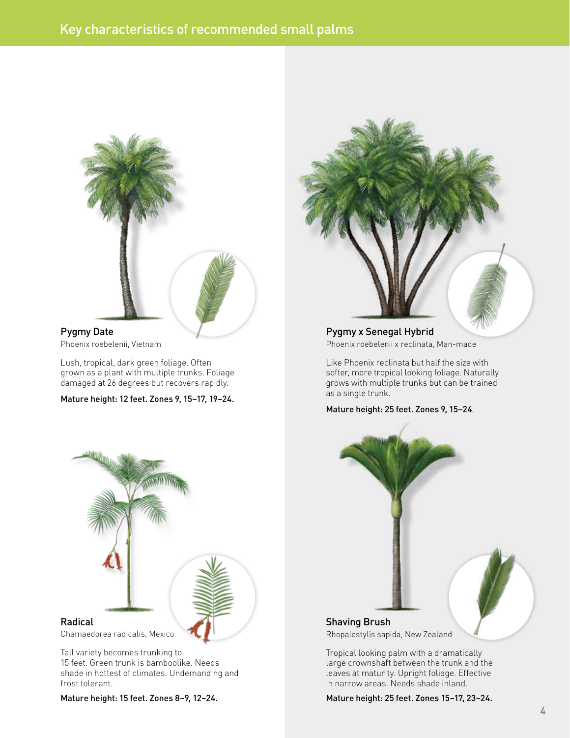# Key characteristics of recommended small palms

### Pygmy Date

Phoenix roebelenii, Vietnam

Lush, tropical, dark green foliage. Often grown as a plant with multiple trunks. Foliage damaged at 26 degrees but recovers rapidly.

Mature height: 12 feet. Zones 9, 15–17, 19–24.

### Pygmy x Senegal Hybrid

Phoenix roebelenii x reclinata, Man-made

Like Phoenix reclinata but half the size with softer, more tropical looking foliage. Naturally grows with multiple trunks but can be trained as a single trunk.

Mature height: 25 feet. Zones 9, 15–24.

### Radical

Chamaedorea radicalis, Mexico

Tall variety becomes trunking to 15 feet. Green trunk is bamboolike. Needs shade in hottest of climates. Undemanding and frost tolerant.

Mature height: 15 feet. Zones 8–9, 12–24.

### Shaving Brush

Rhopalostylis sapida, New Zealand

Tropical looking palm with a dramatically large crownshaft between the trunk and the leaves at maturity. Upright foliage. Effective in narrow areas. Needs shade inland.

Mature height: 25 feet. Zones 15–17, 23–24.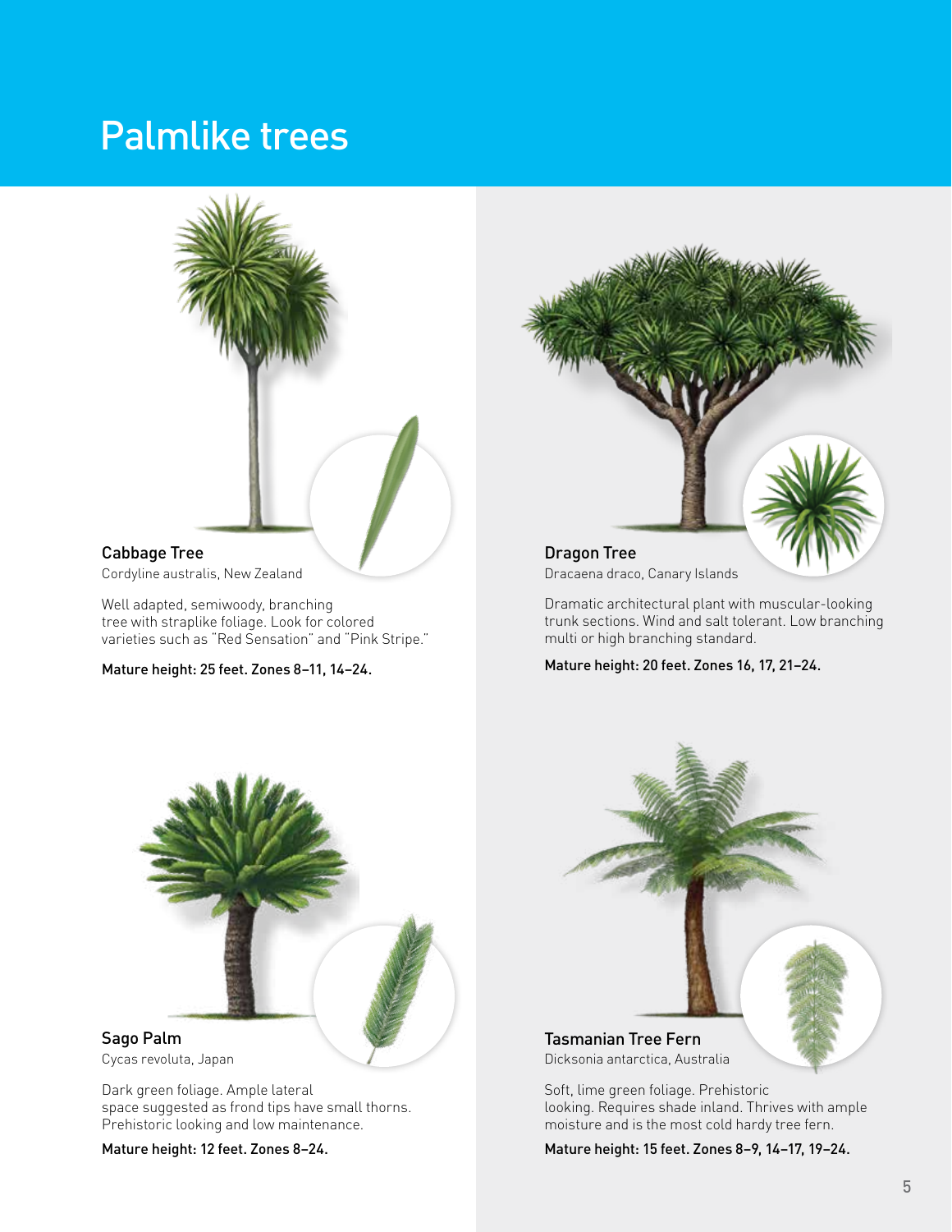# Palmlike trees

## Cabbage Tree

Cordyline australis, New Zealand

Well adapted, semiwoody, branching tree with straplike foliage. Look for colored varieties such as "Red Sensation" and "Pink Stripe."

**Mature height: 25 feet. Zones 8–11, 14–24.**

## Dragon Tree

Dracaena draco, Canary Islands

Dramatic architectural plant with muscular-looking trunk sections. Wind and salt tolerant. Low branching multi or high branching standard.

**Mature height: 20 feet. Zones 16, 17, 21–24.**

## Sago Palm

Cycas revoluta, Japan

Dark green foliage. Ample lateral space suggested as frond tips have small thorns. Prehistoric looking and low maintenance.

**Mature height: 12 feet. Zones 8–24.**

## Tasmanian Tree Fern

Dicksonia antarctica, Australia

Soft, lime green foliage. Prehistoric looking. Requires shade inland. Thrives with ample moisture and is the most cold hardy tree fern.

**Mature height: 15 feet. Zones 8–9, 14–17, 19–24.**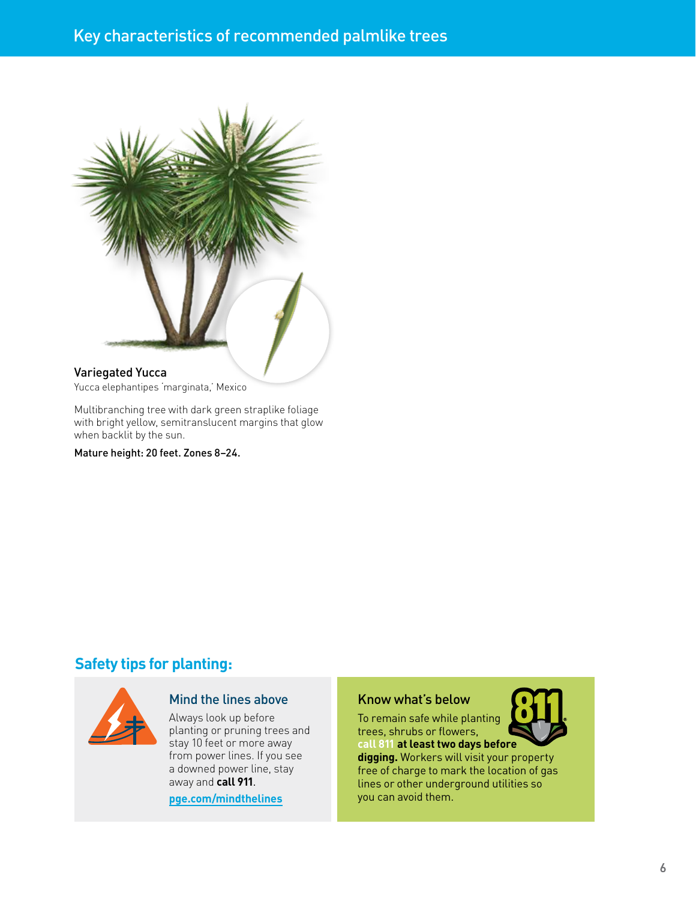# Key characteristics of recommended palmlike trees

### Variegated Yucca

Yucca elephantipes 'marginata,' Mexico

Multibranching tree with dark green straplike foliage with bright yellow, semitranslucent margins that glow when backlit by the sun.

Mature height: 20 feet. Zones 8–24.

## Safety tips for planting:

### Mind the lines above

Always look up before planting or pruning trees and stay 10 feet or more away from power lines. If you see a downed power line, stay away and **call 911**.

pge.com/mindthelines

### Know what's below

To remain safe while planting trees, shrubs or flowers, **call 811 at least two days before digging.** Workers will visit your property free of charge to mark the location of gas lines or other underground utilities so you can avoid them.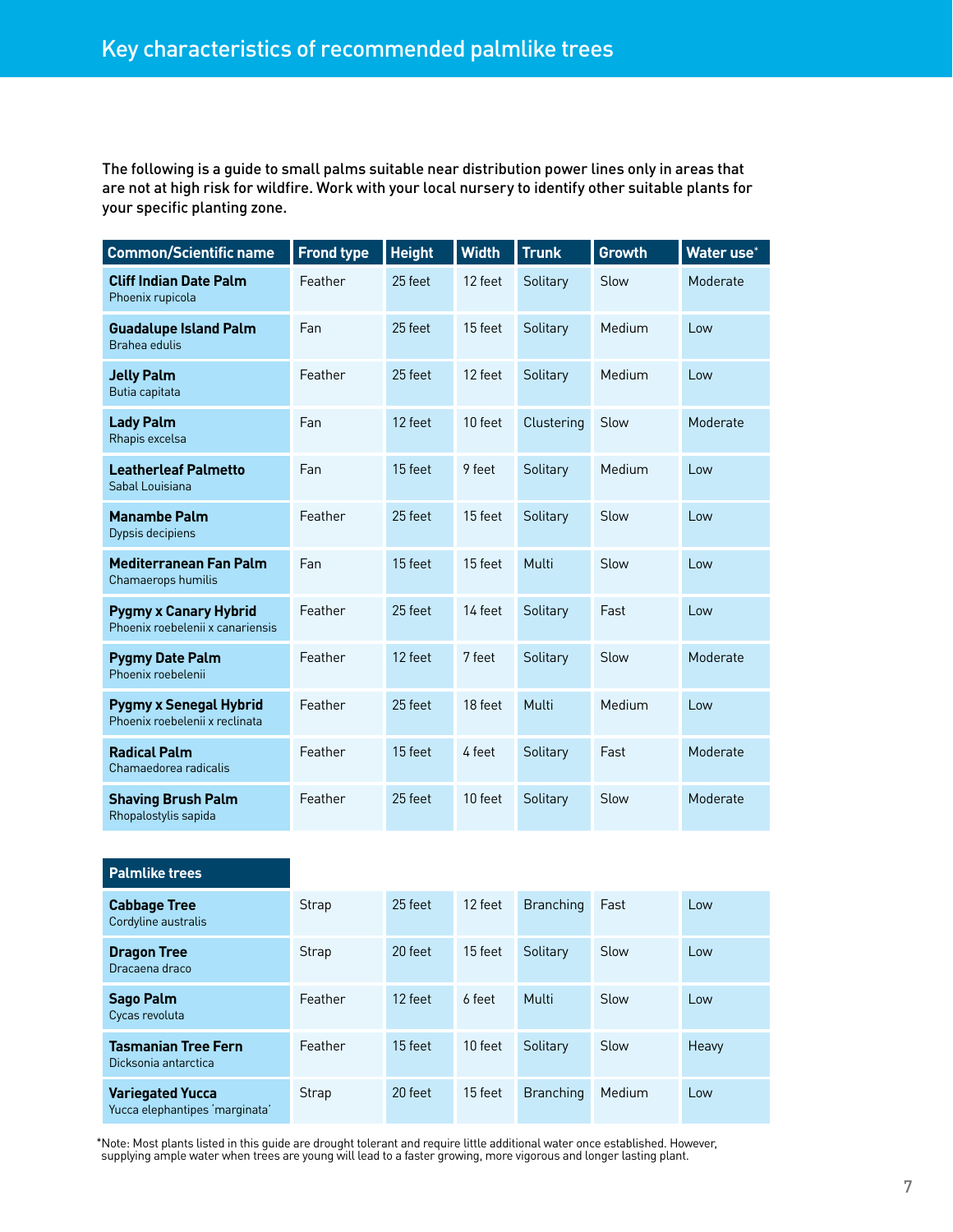## Key characteristics of recommended palmlike trees

The following is a guide to small palms suitable near distribution power lines only in areas that are not at high risk for wildfire. Work with your local nursery to identify other suitable plants for your specific planting zone.

| Common/Scientific name | Frond type | Height | Width | Trunk | Growth | Water use* |
|---|---|---|---|---|---|---|
| **Cliff Indian Date Palm** Phoenix rupicola | Feather | 25 feet | 12 feet | Solitary | Slow | Moderate |
| **Guadalupe Island Palm** Brahea edulis | Fan | 25 feet | 15 feet | Solitary | Medium | Low |
| **Jelly Palm** Butia capitata | Feather | 25 feet | 12 feet | Solitary | Medium | Low |
| **Lady Palm** Rhapis excelsa | Fan | 12 feet | 10 feet | Clustering | Slow | Moderate |
| **Leatherleaf Palmetto** Sabal Louisiana | Fan | 15 feet | 9 feet | Solitary | Medium | Low |
| **Manambe Palm** Dypsis decipiens | Feather | 25 feet | 15 feet | Solitary | Slow | Low |
| **Mediterranean Fan Palm** Chamaerops humilis | Fan | 15 feet | 15 feet | Multi | Slow | Low |
| **Pygmy x Canary Hybrid** Phoenix roebelenii x canariensis | Feather | 25 feet | 14 feet | Solitary | Fast | Low |
| **Pygmy Date Palm** Phoenix roebelenii | Feather | 12 feet | 7 feet | Solitary | Slow | Moderate |
| **Pygmy x Senegal Hybrid** Phoenix roebelenii x reclinata | Feather | 25 feet | 18 feet | Multi | Medium | Low |
| **Radical Palm** Chamaedorea radicalis | Feather | 15 feet | 4 feet | Solitary | Fast | Moderate |
| **Shaving Brush Palm** Rhopalostylis sapida | Feather | 25 feet | 10 feet | Solitary | Slow | Moderate |
| **Palmlike trees** | | | | | | |
| **Cabbage Tree** Cordyline australis | Strap | 25 feet | 12 feet | Branching | Fast | Low |
| **Dragon Tree** Dracaena draco | Strap | 20 feet | 15 feet | Solitary | Slow | Low |
| **Sago Palm** Cycas revoluta | Feather | 12 feet | 6 feet | Multi | Slow | Low |
| **Tasmanian Tree Fern** Dicksonia antarctica | Feather | 15 feet | 10 feet | Solitary | Slow | Heavy |
| **Variegated Yucca** Yucca elephantipes 'marginata' | Strap | 20 feet | 15 feet | Branching | Medium | Low |

*Note: Most plants listed in this guide are drought tolerant and require little additional water once established. However, supplying ample water when trees are young will lead to a faster growing, more vigorous and longer lasting plant.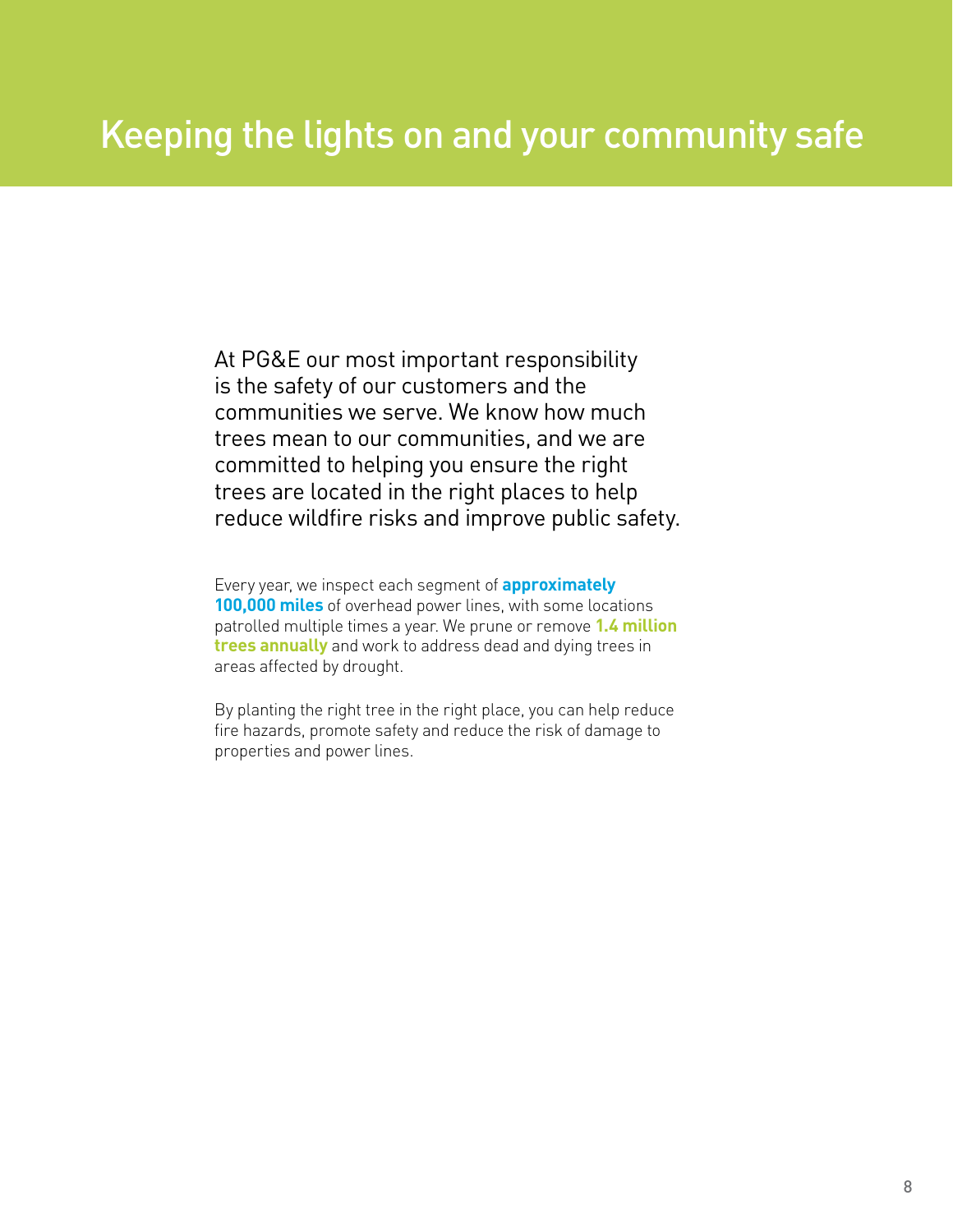# Keeping the lights on and your community safe

At PG&E our most important responsibility is the safety of our customers and the communities we serve. We know how much trees mean to our communities, and we are committed to helping you ensure the right trees are located in the right places to help reduce wildfire risks and improve public safety.

Every year, we inspect each segment of **approximately 100,000 miles** of overhead power lines, with some locations patrolled multiple times a year. We prune or remove **1.4 million trees annually** and work to address dead and dying trees in areas affected by drought.

By planting the right tree in the right place, you can help reduce fire hazards, promote safety and reduce the risk of damage to properties and power lines.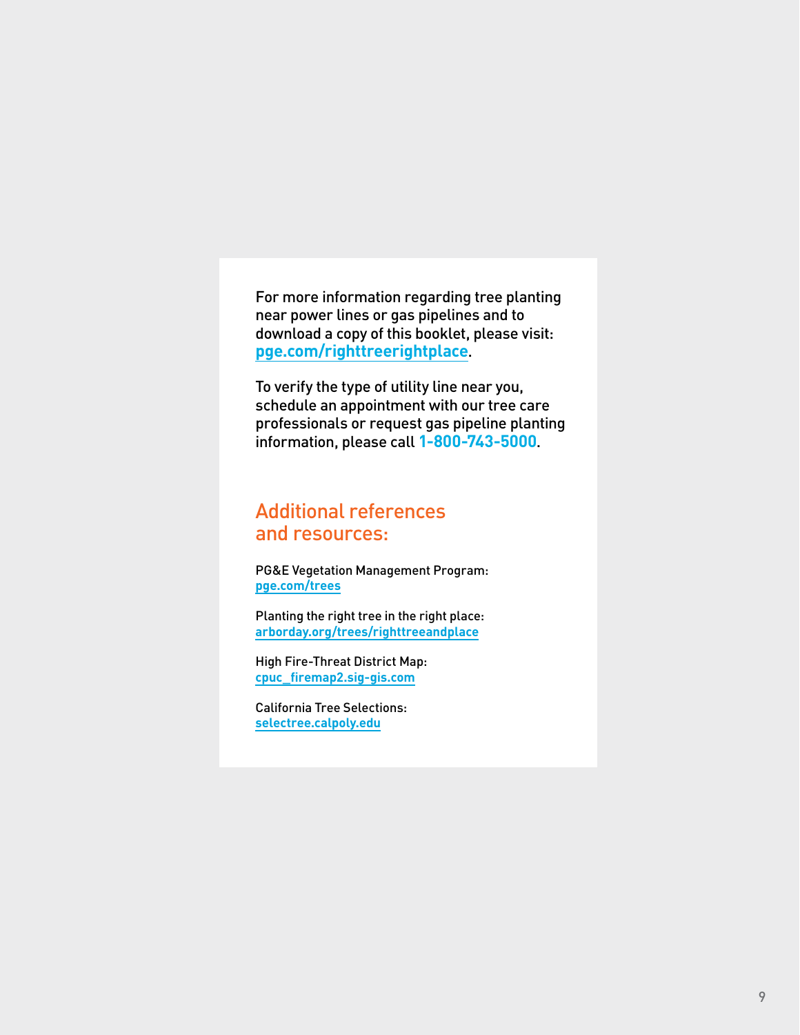For more information regarding tree planting near power lines or gas pipelines and to download a copy of this booklet, please visit: **pge.com/righttreerightplace**.

To verify the type of utility line near you, schedule an appointment with our tree care professionals or request gas pipeline planting information, please call **1-800-743-5000**.

## Additional references and resources:

PG&E Vegetation Management Program:
**pge.com/trees**

Planting the right tree in the right place:
**arborday.org/trees/righttreeandplace**

High Fire-Threat District Map:
**cpuc_firemap2.sig-gis.com**

California Tree Selections:
**selectree.calpoly.edu**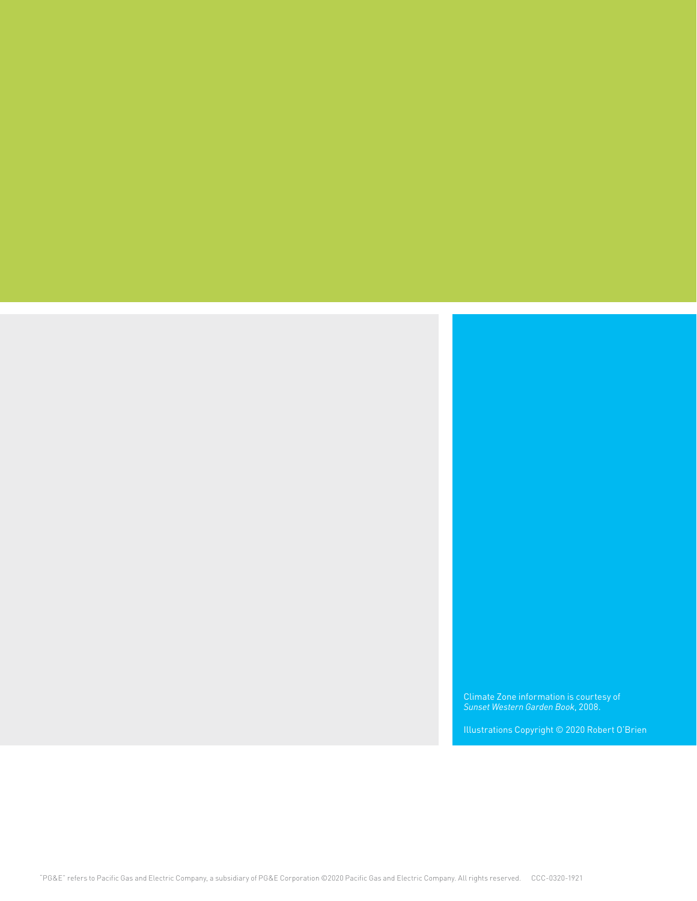Climate Zone information is courtesy of *Sunset Western Garden Book*, 2008.

Illustrations Copyright © 2020 Robert O'Brien

"PG&E" refers to Pacific Gas and Electric Company, a subsidiary of PG&E Corporation ©2020 Pacific Gas and Electric Company. All rights reserved. CCC-0320-1921